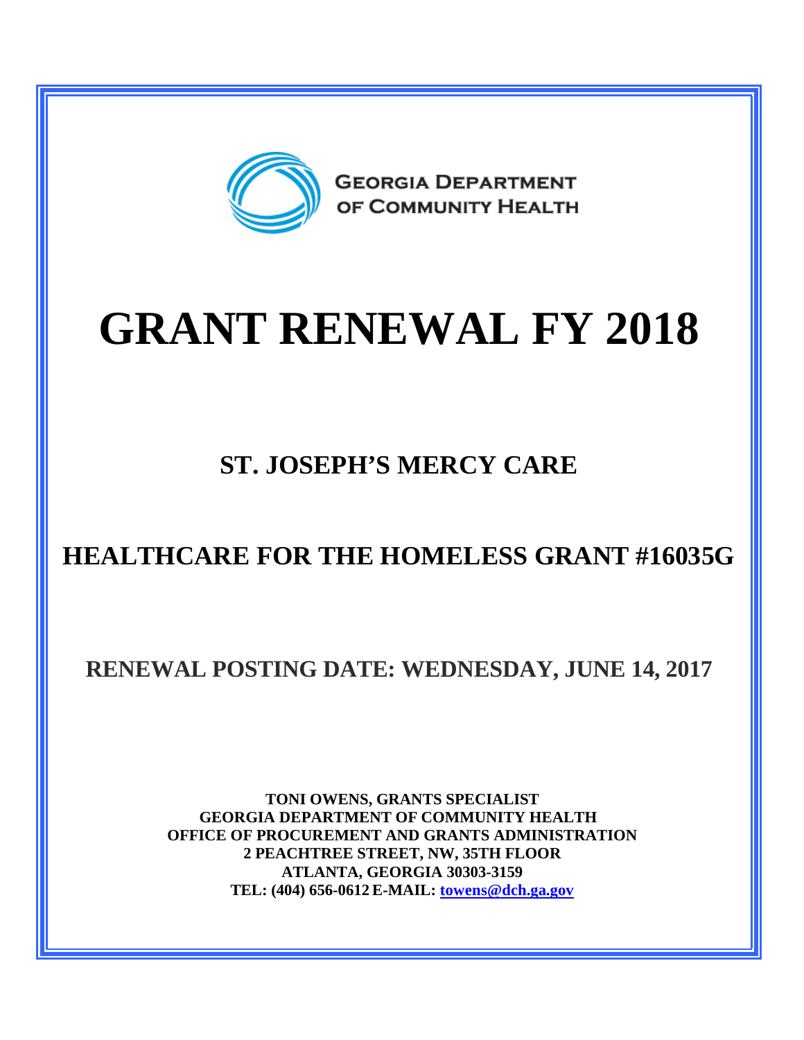GEORGIA DEPARTMENT OF COMMUNITY HEALTH

# GRANT RENEWAL FY 2018

## ST. JOSEPH'S MERCY CARE

## HEALTHCARE FOR THE HOMELESS GRANT #16035G

## RENEWAL POSTING DATE: WEDNESDAY, JUNE 14, 2017

**TONI OWENS, GRANTS SPECIALIST**
**GEORGIA DEPARTMENT OF COMMUNITY HEALTH**
**OFFICE OF PROCUREMENT AND GRANTS ADMINISTRATION**
**2 PEACHTREE STREET, NW, 35TH FLOOR**
**ATLANTA, GEORGIA 30303-3159**
**TEL: (404) 656-0612 E-MAIL: towens@dch.ga.gov**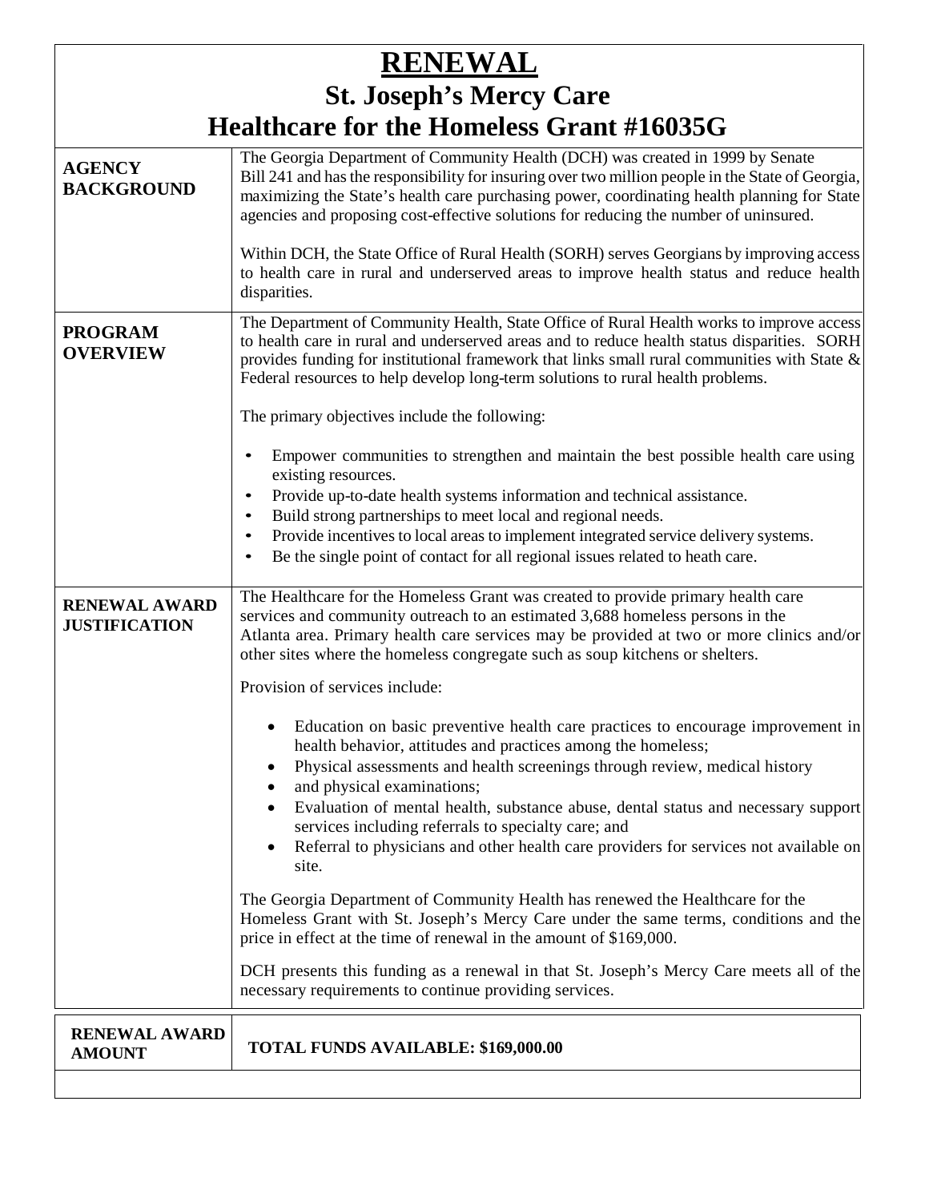# RENEWAL

## St. Joseph's Mercy Care

## Healthcare for the Homeless Grant #16035G

| | |
|---|---|
| **AGENCY BACKGROUND** | The Georgia Department of Community Health (DCH) was created in 1999 by Senate Bill 241 and has the responsibility for insuring over two million people in the State of Georgia, maximizing the State's health care purchasing power, coordinating health planning for State agencies and proposing cost-effective solutions for reducing the number of uninsured.<br><br>Within DCH, the State Office of Rural Health (SORH) serves Georgians by improving access to health care in rural and underserved areas to improve health status and reduce health disparities. |
| **PROGRAM OVERVIEW** | The Department of Community Health, State Office of Rural Health works to improve access to health care in rural and underserved areas and to reduce health status disparities. SORH provides funding for institutional framework that links small rural communities with State & Federal resources to help develop long-term solutions to rural health problems.<br><br>The primary objectives include the following:<br><br>• Empower communities to strengthen and maintain the best possible health care using existing resources.<br>• Provide up-to-date health systems information and technical assistance.<br>• Build strong partnerships to meet local and regional needs.<br>• Provide incentives to local areas to implement integrated service delivery systems.<br>• Be the single point of contact for all regional issues related to heath care. |
| **RENEWAL AWARD JUSTIFICATION** | The Healthcare for the Homeless Grant was created to provide primary health care services and community outreach to an estimated 3,688 homeless persons in the Atlanta area. Primary health care services may be provided at two or more clinics and/or other sites where the homeless congregate such as soup kitchens or shelters.<br><br>Provision of services include:<br><br>• Education on basic preventive health care practices to encourage improvement in health behavior, attitudes and practices among the homeless;<br>• Physical assessments and health screenings through review, medical history<br>• and physical examinations;<br>• Evaluation of mental health, substance abuse, dental status and necessary support services including referrals to specialty care; and<br>• Referral to physicians and other health care providers for services not available on site.<br><br>The Georgia Department of Community Health has renewed the Healthcare for the Homeless Grant with St. Joseph's Mercy Care under the same terms, conditions and the price in effect at the time of renewal in the amount of $169,000.<br><br>DCH presents this funding as a renewal in that St. Joseph's Mercy Care meets all of the necessary requirements to continue providing services. |
| **RENEWAL AWARD AMOUNT** | **TOTAL FUNDS AVAILABLE: $169,000.00** |